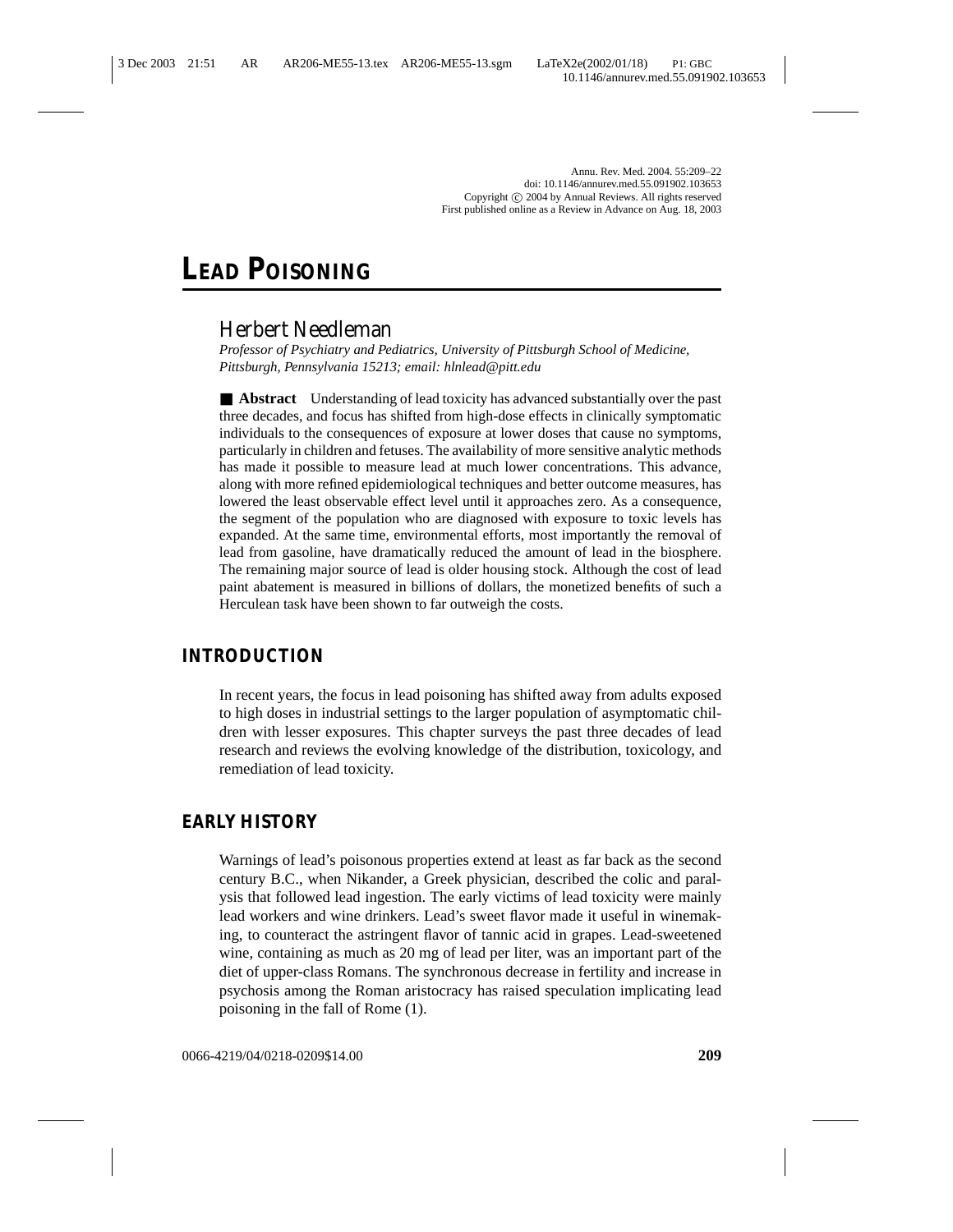# LEAD POISONING

## Herbert Needleman

*Professor of Psychiatry and Pediatrics, University of Pittsburgh School of Medicine, Pittsburgh, Pennsylvania 15213; email: hlnlead@pitt.edu*

■ **Abstract** Understanding of lead toxicity has advanced substantially over the past three decades, and focus has shifted from high-dose effects in clinically symptomatic individuals to the consequences of exposure at lower doses that cause no symptoms, particularly in children and fetuses. The availability of more sensitive analytic methods has made it possible to measure lead at much lower concentrations. This advance, along with more refined epidemiological techniques and better outcome measures, has lowered the least observable effect level until it approaches zero. As a consequence, the segment of the population who are diagnosed with exposure to toxic levels has expanded. At the same time, environmental efforts, most importantly the removal of lead from gasoline, have dramatically reduced the amount of lead in the biosphere. The remaining major source of lead is older housing stock. Although the cost of lead paint abatement is measured in billions of dollars, the monetized benefits of such a Herculean task have been shown to far outweigh the costs.

## INTRODUCTION

In recent years, the focus in lead poisoning has shifted away from adults exposed to high doses in industrial settings to the larger population of asymptomatic children with lesser exposures. This chapter surveys the past three decades of lead research and reviews the evolving knowledge of the distribution, toxicology, and remediation of lead toxicity.

## EARLY HISTORY

Warnings of lead's poisonous properties extend at least as far back as the second century B.C., when Nikander, a Greek physician, described the colic and paralysis that followed lead ingestion. The early victims of lead toxicity were mainly lead workers and wine drinkers. Lead's sweet flavor made it useful in winemaking, to counteract the astringent flavor of tannic acid in grapes. Lead-sweetened wine, containing as much as 20 mg of lead per liter, was an important part of the diet of upper-class Romans. The synchronous decrease in fertility and increase in psychosis among the Roman aristocracy has raised speculation implicating lead poisoning in the fall of Rome (1).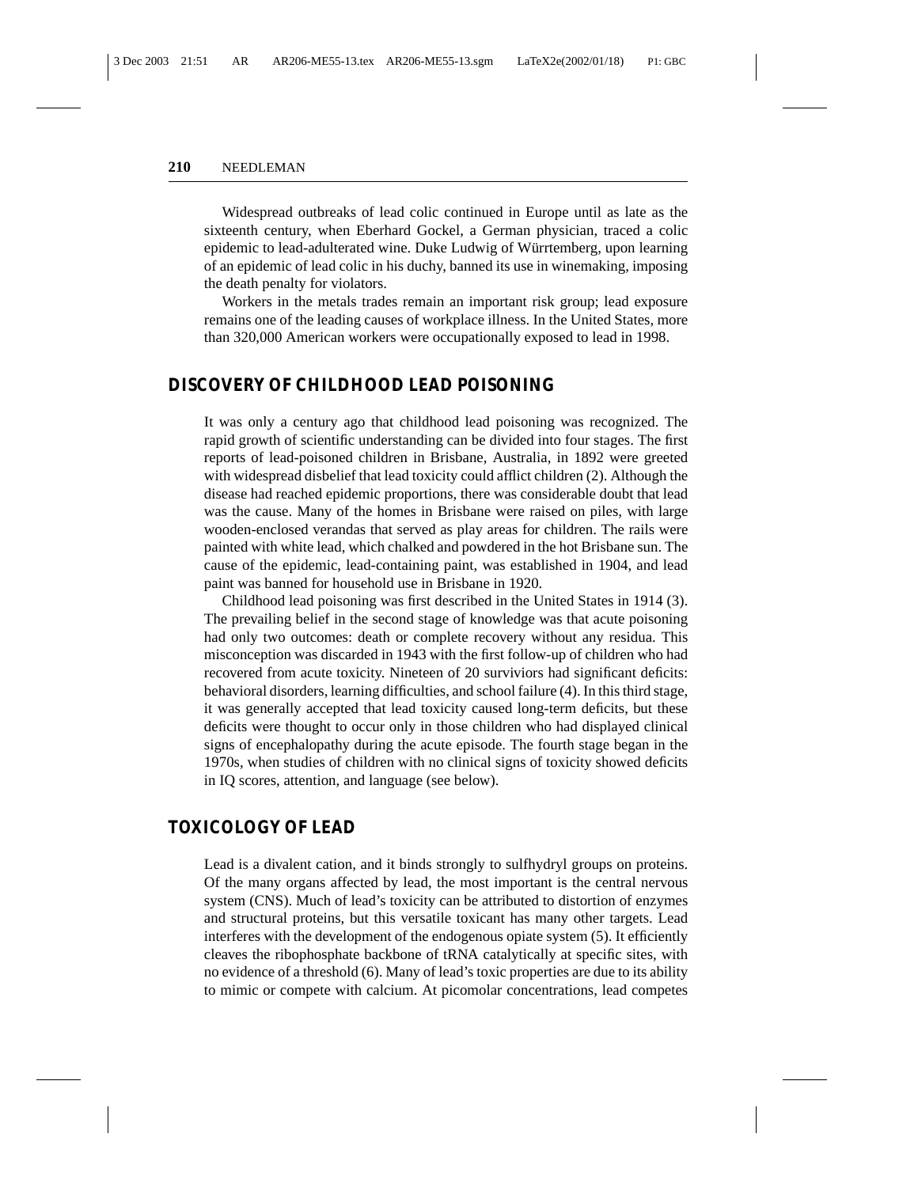Widespread outbreaks of lead colic continued in Europe until as late as the sixteenth century, when Eberhard Gockel, a German physician, traced a colic epidemic to lead-adulterated wine. Duke Ludwig of Württemberg, upon learning of an epidemic of lead colic in his duchy, banned its use in winemaking, imposing the death penalty for violators.

Workers in the metals trades remain an important risk group; lead exposure remains one of the leading causes of workplace illness. In the United States, more than 320,000 American workers were occupationally exposed to lead in 1998.

## DISCOVERY OF CHILDHOOD LEAD POISONING

It was only a century ago that childhood lead poisoning was recognized. The rapid growth of scientific understanding can be divided into four stages. The first reports of lead-poisoned children in Brisbane, Australia, in 1892 were greeted with widespread disbelief that lead toxicity could afflict children (2). Although the disease had reached epidemic proportions, there was considerable doubt that lead was the cause. Many of the homes in Brisbane were raised on piles, with large wooden-enclosed verandas that served as play areas for children. The rails were painted with white lead, which chalked and powdered in the hot Brisbane sun. The cause of the epidemic, lead-containing paint, was established in 1904, and lead paint was banned for household use in Brisbane in 1920.

Childhood lead poisoning was first described in the United States in 1914 (3). The prevailing belief in the second stage of knowledge was that acute poisoning had only two outcomes: death or complete recovery without any residua. This misconception was discarded in 1943 with the first follow-up of children who had recovered from acute toxicity. Nineteen of 20 surviviors had significant deficits: behavioral disorders, learning difficulties, and school failure (4). In this third stage, it was generally accepted that lead toxicity caused long-term deficits, but these deficits were thought to occur only in those children who had displayed clinical signs of encephalopathy during the acute episode. The fourth stage began in the 1970s, when studies of children with no clinical signs of toxicity showed deficits in IQ scores, attention, and language (see below).

## TOXICOLOGY OF LEAD

Lead is a divalent cation, and it binds strongly to sulfhydryl groups on proteins. Of the many organs affected by lead, the most important is the central nervous system (CNS). Much of lead's toxicity can be attributed to distortion of enzymes and structural proteins, but this versatile toxicant has many other targets. Lead interferes with the development of the endogenous opiate system (5). It efficiently cleaves the ribophosphate backbone of tRNA catalytically at specific sites, with no evidence of a threshold (6). Many of lead's toxic properties are due to its ability to mimic or compete with calcium. At picomolar concentrations, lead competes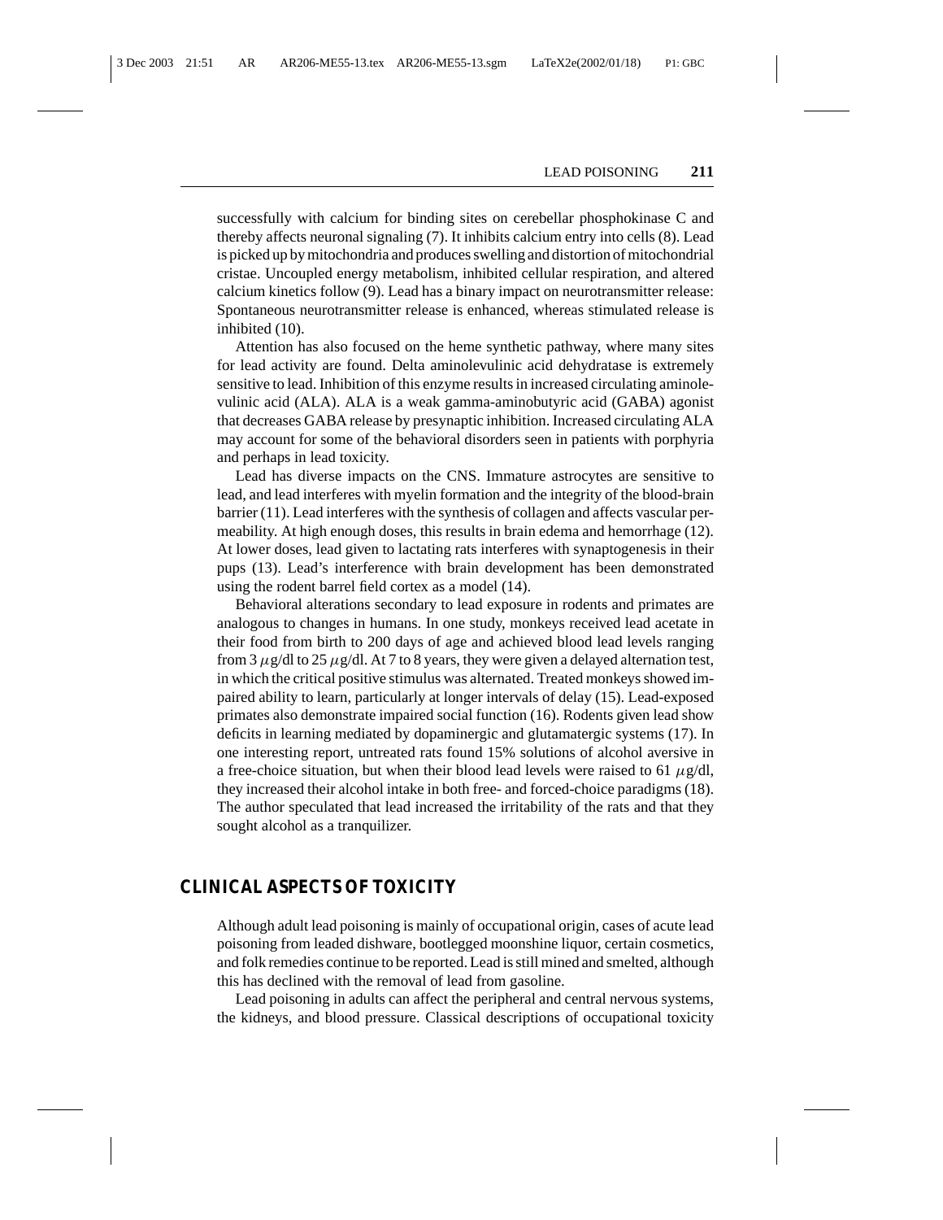successfully with calcium for binding sites on cerebellar phosphokinase C and thereby affects neuronal signaling (7). It inhibits calcium entry into cells (8). Lead is picked up by mitochondria and produces swelling and distortion of mitochondrial cristae. Uncoupled energy metabolism, inhibited cellular respiration, and altered calcium kinetics follow (9). Lead has a binary impact on neurotransmitter release: Spontaneous neurotransmitter release is enhanced, whereas stimulated release is inhibited (10).

Attention has also focused on the heme synthetic pathway, where many sites for lead activity are found. Delta aminolevulinic acid dehydratase is extremely sensitive to lead. Inhibition of this enzyme results in increased circulating aminolevulinic acid (ALA). ALA is a weak gamma-aminobutyric acid (GABA) agonist that decreases GABA release by presynaptic inhibition. Increased circulating ALA may account for some of the behavioral disorders seen in patients with porphyria and perhaps in lead toxicity.

Lead has diverse impacts on the CNS. Immature astrocytes are sensitive to lead, and lead interferes with myelin formation and the integrity of the blood-brain barrier (11). Lead interferes with the synthesis of collagen and affects vascular permeability. At high enough doses, this results in brain edema and hemorrhage (12). At lower doses, lead given to lactating rats interferes with synaptogenesis in their pups (13). Lead's interference with brain development has been demonstrated using the rodent barrel field cortex as a model (14).

Behavioral alterations secondary to lead exposure in rodents and primates are analogous to changes in humans. In one study, monkeys received lead acetate in their food from birth to 200 days of age and achieved blood lead levels ranging from 3 $\mu$g/dl to 25 $\mu$g/dl. At 7 to 8 years, they were given a delayed alternation test, in which the critical positive stimulus was alternated. Treated monkeys showed impaired ability to learn, particularly at longer intervals of delay (15). Lead-exposed primates also demonstrate impaired social function (16). Rodents given lead show deficits in learning mediated by dopaminergic and glutamatergic systems (17). In one interesting report, untreated rats found 15% solutions of alcohol aversive in a free-choice situation, but when their blood lead levels were raised to 61 $\mu$g/dl, they increased their alcohol intake in both free- and forced-choice paradigms (18). The author speculated that lead increased the irritability of the rats and that they sought alcohol as a tranquilizer.

## CLINICAL ASPECTS OF TOXICITY

Although adult lead poisoning is mainly of occupational origin, cases of acute lead poisoning from leaded dishware, bootlegged moonshine liquor, certain cosmetics, and folk remedies continue to be reported. Lead is still mined and smelted, although this has declined with the removal of lead from gasoline.

Lead poisoning in adults can affect the peripheral and central nervous systems, the kidneys, and blood pressure. Classical descriptions of occupational toxicity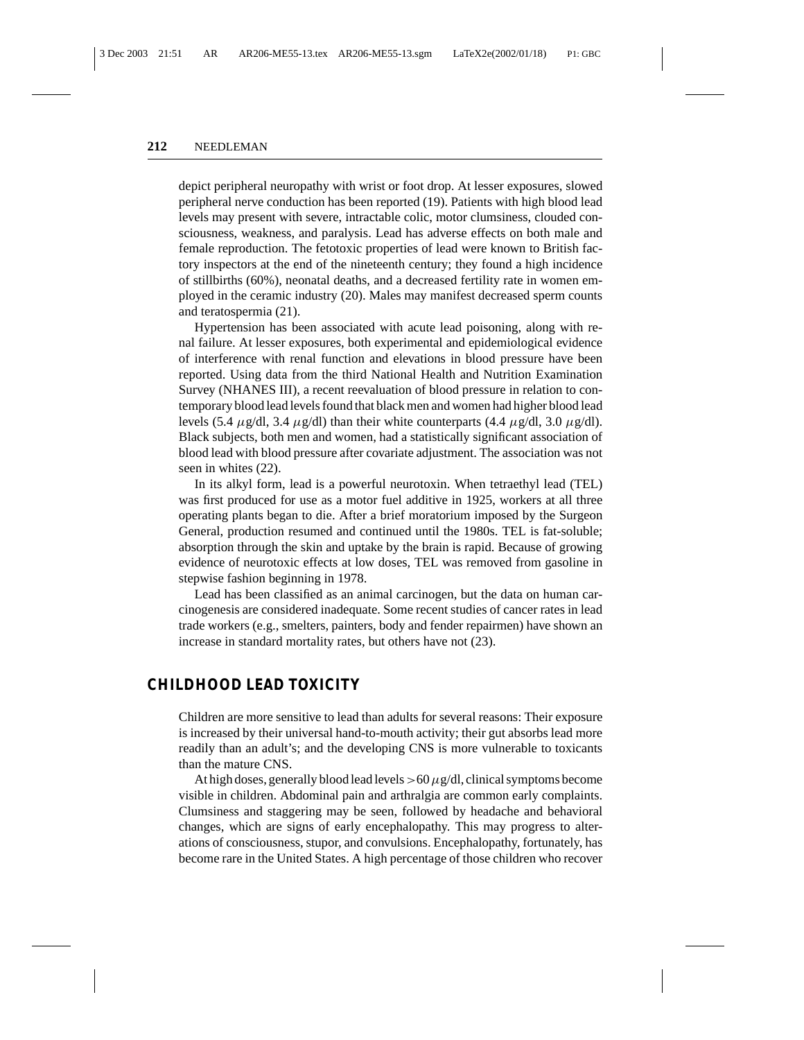depict peripheral neuropathy with wrist or foot drop. At lesser exposures, slowed peripheral nerve conduction has been reported (19). Patients with high blood lead levels may present with severe, intractable colic, motor clumsiness, clouded consciousness, weakness, and paralysis. Lead has adverse effects on both male and female reproduction. The fetotoxic properties of lead were known to British factory inspectors at the end of the nineteenth century; they found a high incidence of stillbirths (60%), neonatal deaths, and a decreased fertility rate in women employed in the ceramic industry (20). Males may manifest decreased sperm counts and teratospermia (21).

Hypertension has been associated with acute lead poisoning, along with renal failure. At lesser exposures, both experimental and epidemiological evidence of interference with renal function and elevations in blood pressure have been reported. Using data from the third National Health and Nutrition Examination Survey (NHANES III), a recent reevaluation of blood pressure in relation to contemporary blood lead levels found that black men and women had higher blood lead levels (5.4 $\mu$g/dl, 3.4 $\mu$g/dl) than their white counterparts (4.4 $\mu$g/dl, 3.0 $\mu$g/dl). Black subjects, both men and women, had a statistically significant association of blood lead with blood pressure after covariate adjustment. The association was not seen in whites (22).

In its alkyl form, lead is a powerful neurotoxin. When tetraethyl lead (TEL) was first produced for use as a motor fuel additive in 1925, workers at all three operating plants began to die. After a brief moratorium imposed by the Surgeon General, production resumed and continued until the 1980s. TEL is fat-soluble; absorption through the skin and uptake by the brain is rapid. Because of growing evidence of neurotoxic effects at low doses, TEL was removed from gasoline in stepwise fashion beginning in 1978.

Lead has been classified as an animal carcinogen, but the data on human carcinogenesis are considered inadequate. Some recent studies of cancer rates in lead trade workers (e.g., smelters, painters, body and fender repairmen) have shown an increase in standard mortality rates, but others have not (23).

## CHILDHOOD LEAD TOXICITY

Children are more sensitive to lead than adults for several reasons: Their exposure is increased by their universal hand-to-mouth activity; their gut absorbs lead more readily than an adult's; and the developing CNS is more vulnerable to toxicants than the mature CNS.

At high doses, generally blood lead levels $>60$ $\mu$g/dl, clinical symptoms become visible in children. Abdominal pain and arthralgia are common early complaints. Clumsiness and staggering may be seen, followed by headache and behavioral changes, which are signs of early encephalopathy. This may progress to alterations of consciousness, stupor, and convulsions. Encephalopathy, fortunately, has become rare in the United States. A high percentage of those children who recover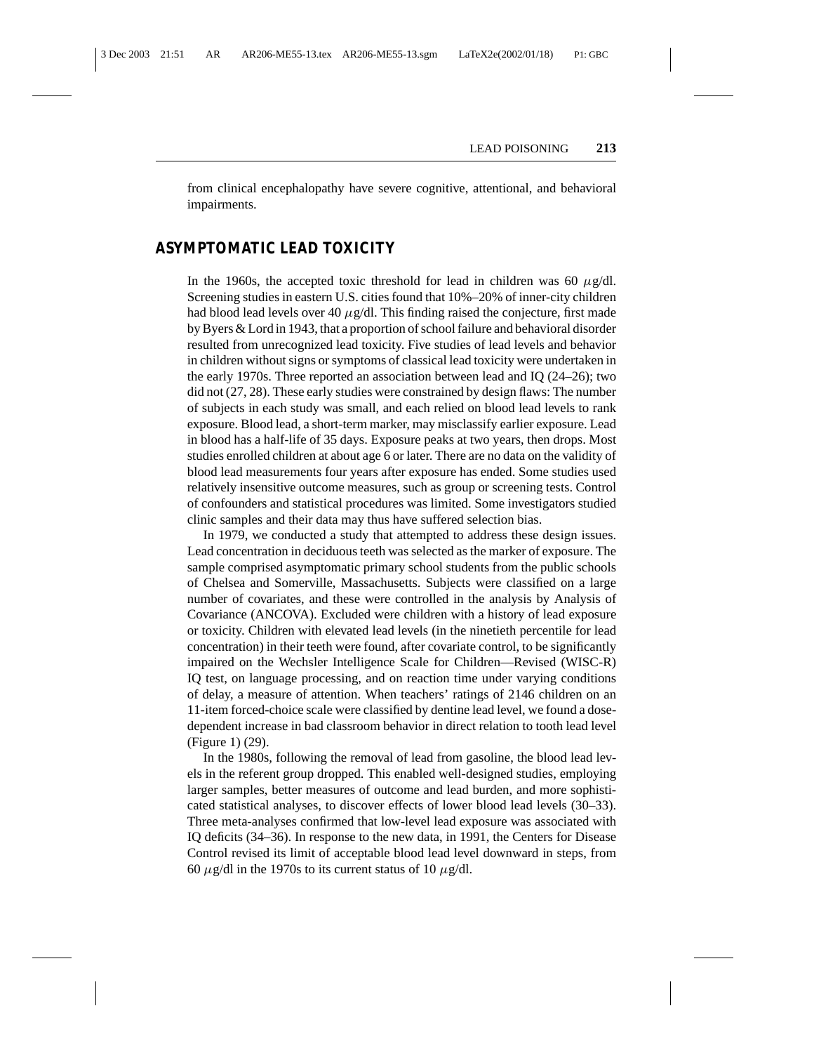from clinical encephalopathy have severe cognitive, attentional, and behavioral impairments.

## ASYMPTOMATIC LEAD TOXICITY

In the 1960s, the accepted toxic threshold for lead in children was 60 $\mu$g/dl. Screening studies in eastern U.S. cities found that 10%–20% of inner-city children had blood lead levels over 40 $\mu$g/dl. This finding raised the conjecture, first made by Byers & Lord in 1943, that a proportion of school failure and behavioral disorder resulted from unrecognized lead toxicity. Five studies of lead levels and behavior in children without signs or symptoms of classical lead toxicity were undertaken in the early 1970s. Three reported an association between lead and IQ (24–26); two did not (27, 28). These early studies were constrained by design flaws: The number of subjects in each study was small, and each relied on blood lead levels to rank exposure. Blood lead, a short-term marker, may misclassify earlier exposure. Lead in blood has a half-life of 35 days. Exposure peaks at two years, then drops. Most studies enrolled children at about age 6 or later. There are no data on the validity of blood lead measurements four years after exposure has ended. Some studies used relatively insensitive outcome measures, such as group or screening tests. Control of confounders and statistical procedures was limited. Some investigators studied clinic samples and their data may thus have suffered selection bias.

In 1979, we conducted a study that attempted to address these design issues. Lead concentration in deciduous teeth was selected as the marker of exposure. The sample comprised asymptomatic primary school students from the public schools of Chelsea and Somerville, Massachusetts. Subjects were classified on a large number of covariates, and these were controlled in the analysis by Analysis of Covariance (ANCOVA). Excluded were children with a history of lead exposure or toxicity. Children with elevated lead levels (in the ninetieth percentile for lead concentration) in their teeth were found, after covariate control, to be significantly impaired on the Wechsler Intelligence Scale for Children—Revised (WISC-R) IQ test, on language processing, and on reaction time under varying conditions of delay, a measure of attention. When teachers' ratings of 2146 children on an 11-item forced-choice scale were classified by dentine lead level, we found a dose-dependent increase in bad classroom behavior in direct relation to tooth lead level (Figure 1) (29).

In the 1980s, following the removal of lead from gasoline, the blood lead levels in the referent group dropped. This enabled well-designed studies, employing larger samples, better measures of outcome and lead burden, and more sophisticated statistical analyses, to discover effects of lower blood lead levels (30–33). Three meta-analyses confirmed that low-level lead exposure was associated with IQ deficits (34–36). In response to the new data, in 1991, the Centers for Disease Control revised its limit of acceptable blood lead level downward in steps, from 60 $\mu$g/dl in the 1970s to its current status of 10 $\mu$g/dl.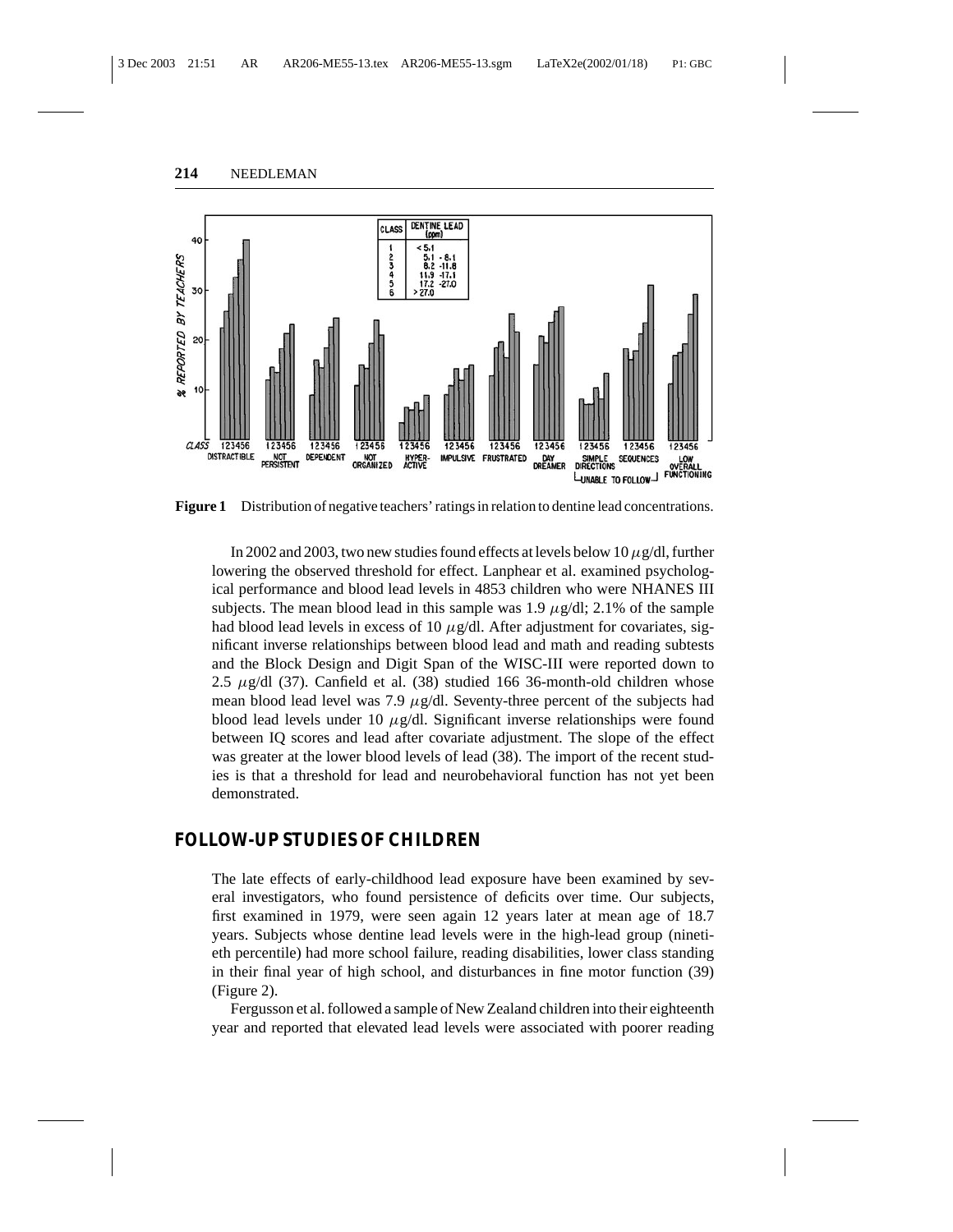**Figure 1** Distribution of negative teachers' ratings in relation to dentine lead concentrations.

In 2002 and 2003, two new studies found effects at levels below 10 $\mu$g/dl, further lowering the observed threshold for effect. Lanphear et al. examined psychological performance and blood lead levels in 4853 children who were NHANES III subjects. The mean blood lead in this sample was 1.9 $\mu$g/dl; 2.1% of the sample had blood lead levels in excess of 10 $\mu$g/dl. After adjustment for covariates, significant inverse relationships between blood lead and math and reading subtests and the Block Design and Digit Span of the WISC-III were reported down to 2.5 $\mu$g/dl (37). Canfield et al. (38) studied 166 36-month-old children whose mean blood lead level was 7.9 $\mu$g/dl. Seventy-three percent of the subjects had blood lead levels under 10 $\mu$g/dl. Significant inverse relationships were found between IQ scores and lead after covariate adjustment. The slope of the effect was greater at the lower blood levels of lead (38). The import of the recent studies is that a threshold for lead and neurobehavioral function has not yet been demonstrated.

## FOLLOW-UP STUDIES OF CHILDREN

The late effects of early-childhood lead exposure have been examined by several investigators, who found persistence of deficits over time. Our subjects, first examined in 1979, were seen again 12 years later at mean age of 18.7 years. Subjects whose dentine lead levels were in the high-lead group (ninetieth percentile) had more school failure, reading disabilities, lower class standing in their final year of high school, and disturbances in fine motor function (39) (Figure 2).

Fergusson et al. followed a sample of New Zealand children into their eighteenth year and reported that elevated lead levels were associated with poorer reading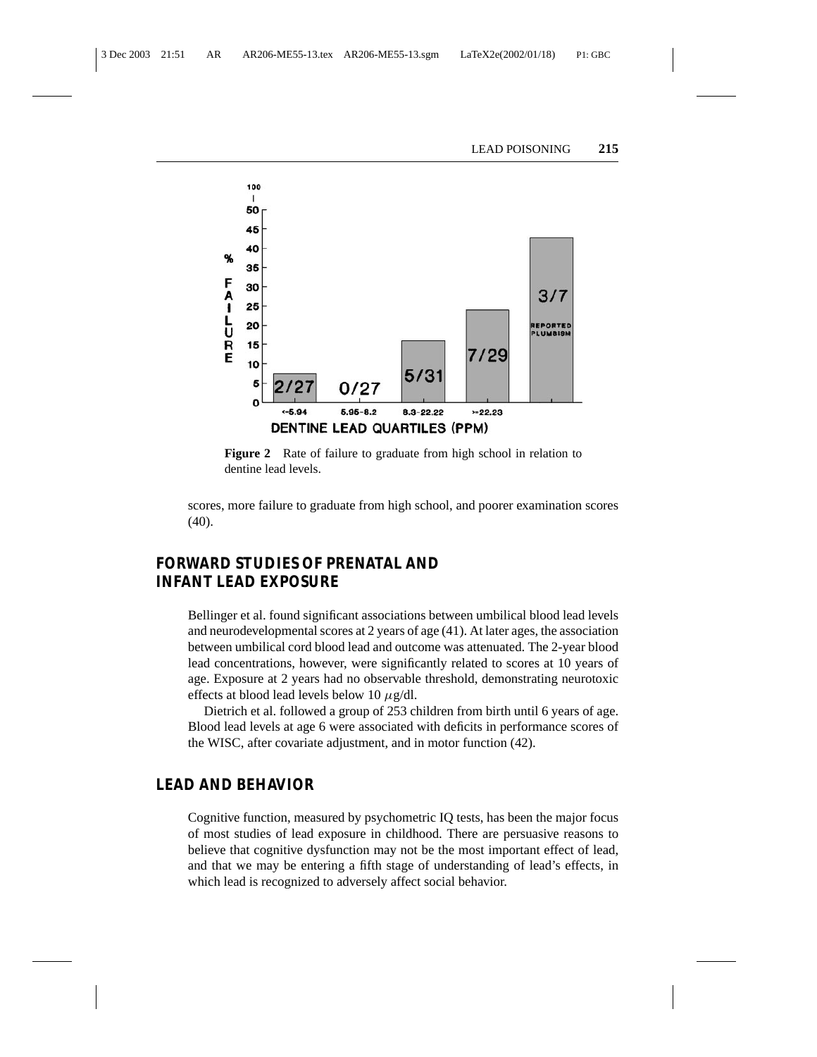**Figure 2** Rate of failure to graduate from high school in relation to dentine lead levels.

scores, more failure to graduate from high school, and poorer examination scores (40).

## FORWARD STUDIES OF PRENATAL AND INFANT LEAD EXPOSURE

Bellinger et al. found significant associations between umbilical blood lead levels and neurodevelopmental scores at 2 years of age (41). At later ages, the association between umbilical cord blood lead and outcome was attenuated. The 2-year blood lead concentrations, however, were significantly related to scores at 10 years of age. Exposure at 2 years had no observable threshold, demonstrating neurotoxic effects at blood lead levels below 10 $\mu$g/dl.

Dietrich et al. followed a group of 253 children from birth until 6 years of age. Blood lead levels at age 6 were associated with deficits in performance scores of the WISC, after covariate adjustment, and in motor function (42).

## LEAD AND BEHAVIOR

Cognitive function, measured by psychometric IQ tests, has been the major focus of most studies of lead exposure in childhood. There are persuasive reasons to believe that cognitive dysfunction may not be the most important effect of lead, and that we may be entering a fifth stage of understanding of lead's effects, in which lead is recognized to adversely affect social behavior.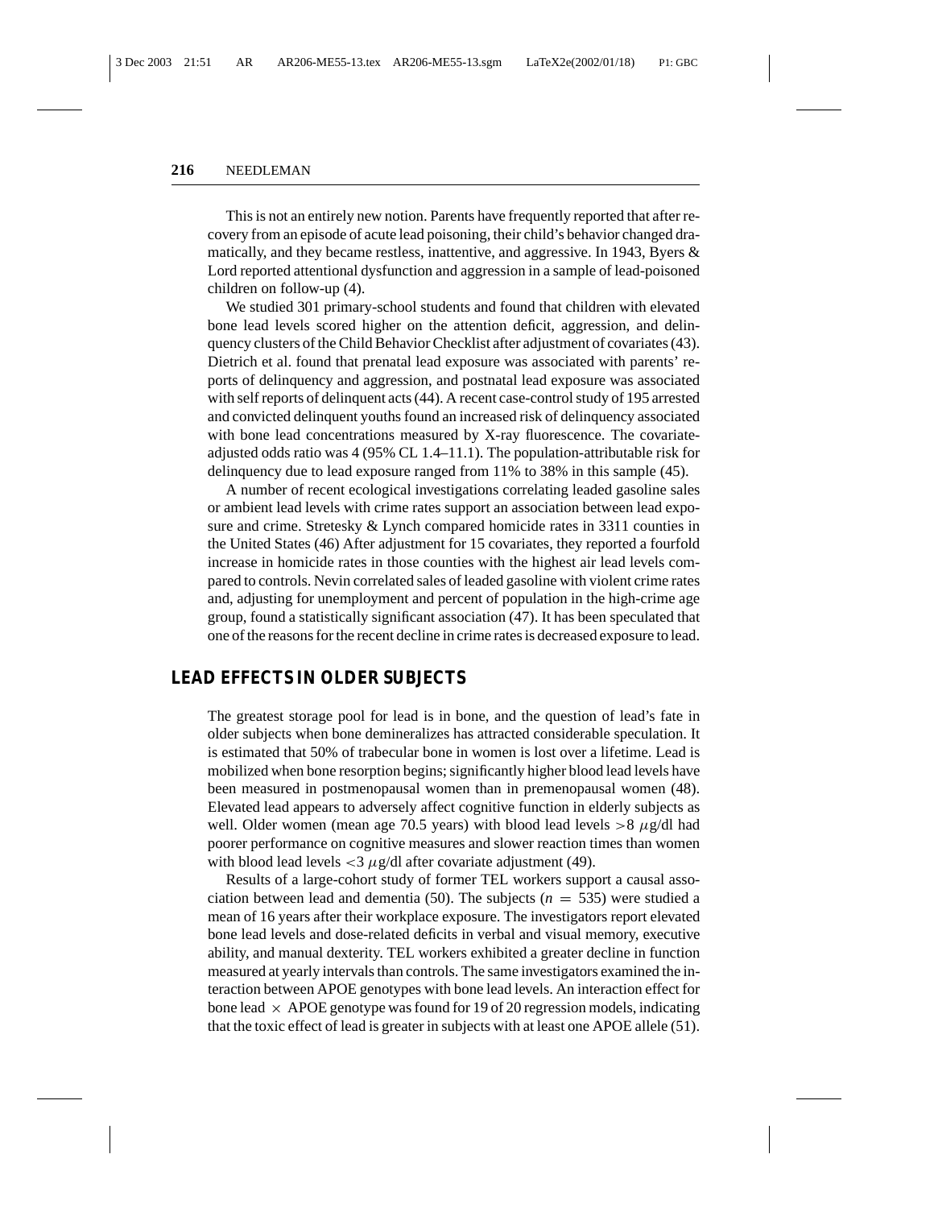This is not an entirely new notion. Parents have frequently reported that after recovery from an episode of acute lead poisoning, their child's behavior changed dramatically, and they became restless, inattentive, and aggressive. In 1943, Byers & Lord reported attentional dysfunction and aggression in a sample of lead-poisoned children on follow-up (4).

We studied 301 primary-school students and found that children with elevated bone lead levels scored higher on the attention deficit, aggression, and delinquency clusters of the Child Behavior Checklist after adjustment of covariates (43). Dietrich et al. found that prenatal lead exposure was associated with parents' reports of delinquency and aggression, and postnatal lead exposure was associated with self reports of delinquent acts (44). A recent case-control study of 195 arrested and convicted delinquent youths found an increased risk of delinquency associated with bone lead concentrations measured by X-ray fluorescence. The covariate-adjusted odds ratio was 4 (95% CL 1.4–11.1). The population-attributable risk for delinquency due to lead exposure ranged from 11% to 38% in this sample (45).

A number of recent ecological investigations correlating leaded gasoline sales or ambient lead levels with crime rates support an association between lead exposure and crime. Stretesky & Lynch compared homicide rates in 3311 counties in the United States (46) After adjustment for 15 covariates, they reported a fourfold increase in homicide rates in those counties with the highest air lead levels compared to controls. Nevin correlated sales of leaded gasoline with violent crime rates and, adjusting for unemployment and percent of population in the high-crime age group, found a statistically significant association (47). It has been speculated that one of the reasons for the recent decline in crime rates is decreased exposure to lead.

## LEAD EFFECTS IN OLDER SUBJECTS

The greatest storage pool for lead is in bone, and the question of lead's fate in older subjects when bone demineralizes has attracted considerable speculation. It is estimated that 50% of trabecular bone in women is lost over a lifetime. Lead is mobilized when bone resorption begins; significantly higher blood lead levels have been measured in postmenopausal women than in premenopausal women (48). Elevated lead appears to adversely affect cognitive function in elderly subjects as well. Older women (mean age 70.5 years) with blood lead levels $>8$ $\mu$g/dl had poorer performance on cognitive measures and slower reaction times than women with blood lead levels $<3$ $\mu$g/dl after covariate adjustment (49).

Results of a large-cohort study of former TEL workers support a causal association between lead and dementia (50). The subjects ($n = 535$) were studied a mean of 16 years after their workplace exposure. The investigators report elevated bone lead levels and dose-related deficits in verbal and visual memory, executive ability, and manual dexterity. TEL workers exhibited a greater decline in function measured at yearly intervals than controls. The same investigators examined the interaction between APOE genotypes with bone lead levels. An interaction effect for bone lead $\times$ APOE genotype was found for 19 of 20 regression models, indicating that the toxic effect of lead is greater in subjects with at least one APOE allele (51).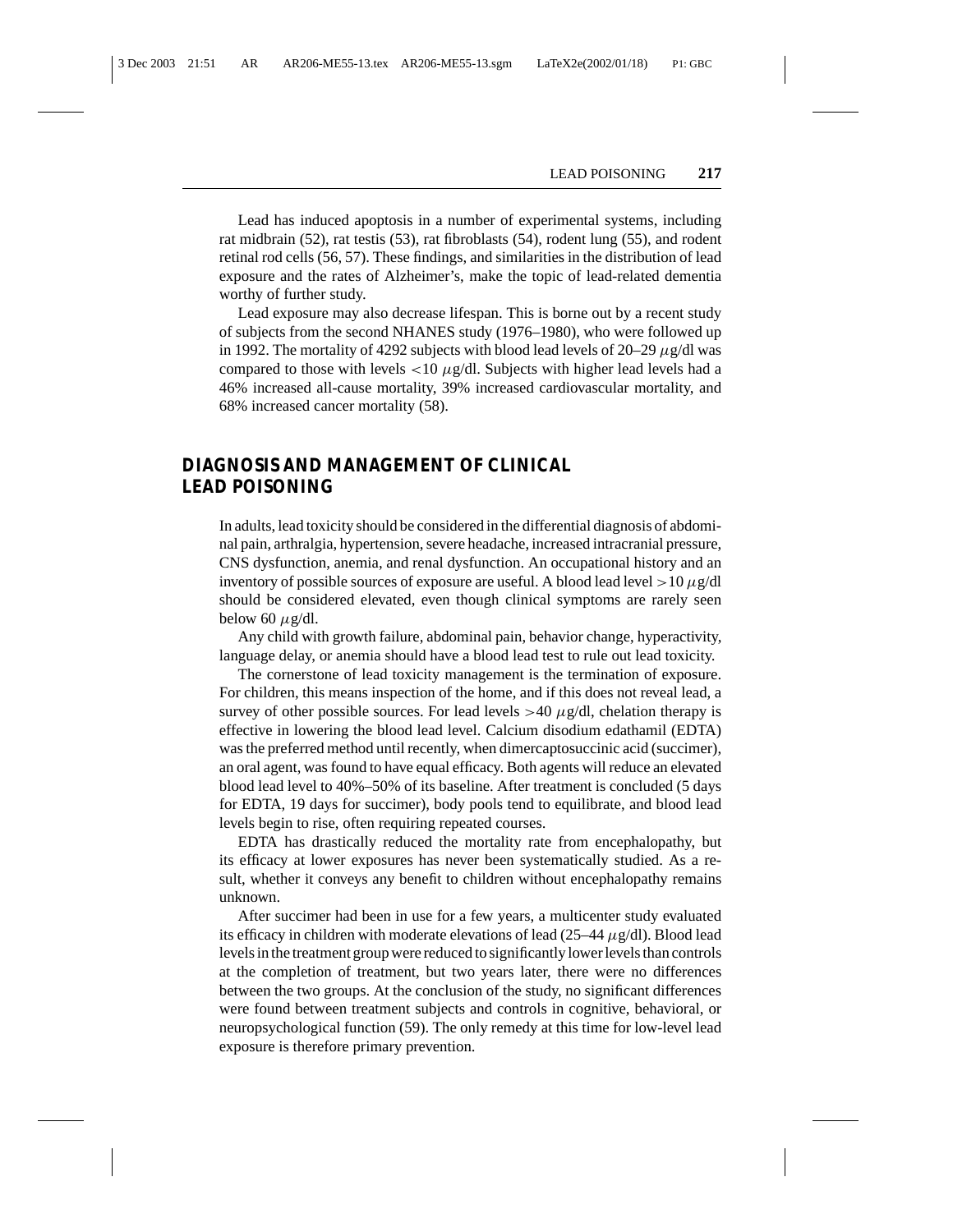Lead has induced apoptosis in a number of experimental systems, including rat midbrain (52), rat testis (53), rat fibroblasts (54), rodent lung (55), and rodent retinal rod cells (56, 57). These findings, and similarities in the distribution of lead exposure and the rates of Alzheimer's, make the topic of lead-related dementia worthy of further study.

Lead exposure may also decrease lifespan. This is borne out by a recent study of subjects from the second NHANES study (1976–1980), who were followed up in 1992. The mortality of 4292 subjects with blood lead levels of 20–29 $\mu$g/dl was compared to those with levels $<10$ $\mu$g/dl. Subjects with higher lead levels had a 46% increased all-cause mortality, 39% increased cardiovascular mortality, and 68% increased cancer mortality (58).

## DIAGNOSIS AND MANAGEMENT OF CLINICAL LEAD POISONING

In adults, lead toxicity should be considered in the differential diagnosis of abdominal pain, arthralgia, hypertension, severe headache, increased intracranial pressure, CNS dysfunction, anemia, and renal dysfunction. An occupational history and an inventory of possible sources of exposure are useful. A blood lead level $>10$ $\mu$g/dl should be considered elevated, even though clinical symptoms are rarely seen below 60 $\mu$g/dl.

Any child with growth failure, abdominal pain, behavior change, hyperactivity, language delay, or anemia should have a blood lead test to rule out lead toxicity.

The cornerstone of lead toxicity management is the termination of exposure. For children, this means inspection of the home, and if this does not reveal lead, a survey of other possible sources. For lead levels $>40$ $\mu$g/dl, chelation therapy is effective in lowering the blood lead level. Calcium disodium edathamil (EDTA) was the preferred method until recently, when dimercaptosuccinic acid (succimer), an oral agent, was found to have equal efficacy. Both agents will reduce an elevated blood lead level to 40%–50% of its baseline. After treatment is concluded (5 days for EDTA, 19 days for succimer), body pools tend to equilibrate, and blood lead levels begin to rise, often requiring repeated courses.

EDTA has drastically reduced the mortality rate from encephalopathy, but its efficacy at lower exposures has never been systematically studied. As a result, whether it conveys any benefit to children without encephalopathy remains unknown.

After succimer had been in use for a few years, a multicenter study evaluated its efficacy in children with moderate elevations of lead (25–44 $\mu$g/dl). Blood lead levels in the treatment group were reduced to significantly lower levels than controls at the completion of treatment, but two years later, there were no differences between the two groups. At the conclusion of the study, no significant differences were found between treatment subjects and controls in cognitive, behavioral, or neuropsychological function (59). The only remedy at this time for low-level lead exposure is therefore primary prevention.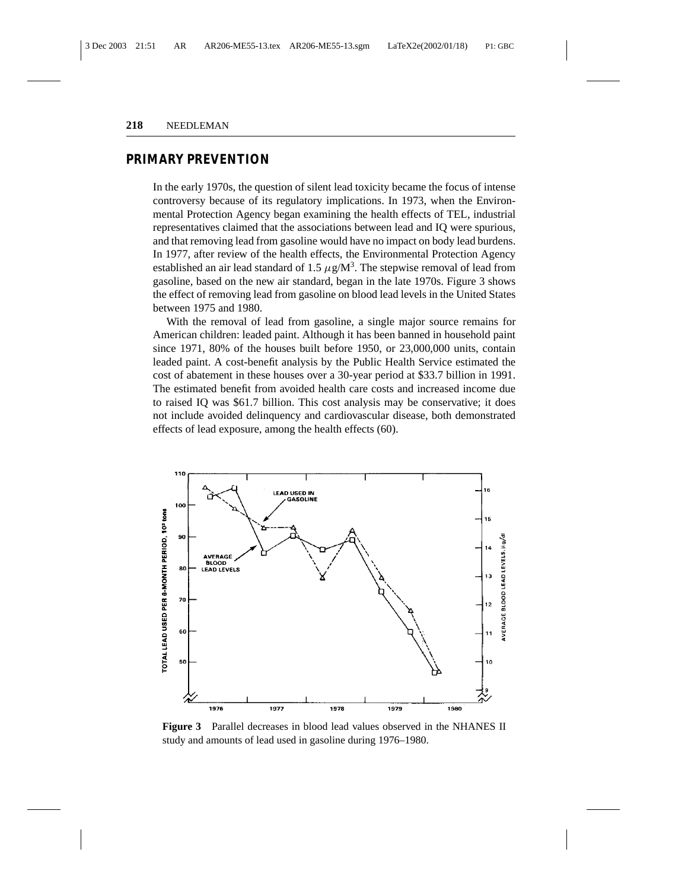## PRIMARY PREVENTION

In the early 1970s, the question of silent lead toxicity became the focus of intense controversy because of its regulatory implications. In 1973, when the Environmental Protection Agency began examining the health effects of TEL, industrial representatives claimed that the associations between lead and IQ were spurious, and that removing lead from gasoline would have no impact on body lead burdens. In 1977, after review of the health effects, the Environmental Protection Agency established an air lead standard of 1.5 $\mu$g/M$^3$. The stepwise removal of lead from gasoline, based on the new air standard, began in the late 1970s. Figure 3 shows the effect of removing lead from gasoline on blood lead levels in the United States between 1975 and 1980.

With the removal of lead from gasoline, a single major source remains for American children: leaded paint. Although it has been banned in household paint since 1971, 80% of the houses built before 1950, or 23,000,000 units, contain leaded paint. A cost-benefit analysis by the Public Health Service estimated the cost of abatement in these houses over a 30-year period at $33.7 billion in 1991. The estimated benefit from avoided health care costs and increased income due to raised IQ was $61.7 billion. This cost analysis may be conservative; it does not include avoided delinquency and cardiovascular disease, both demonstrated effects of lead exposure, among the health effects (60).

**Figure 3** Parallel decreases in blood lead values observed in the NHANES II study and amounts of lead used in gasoline during 1976–1980.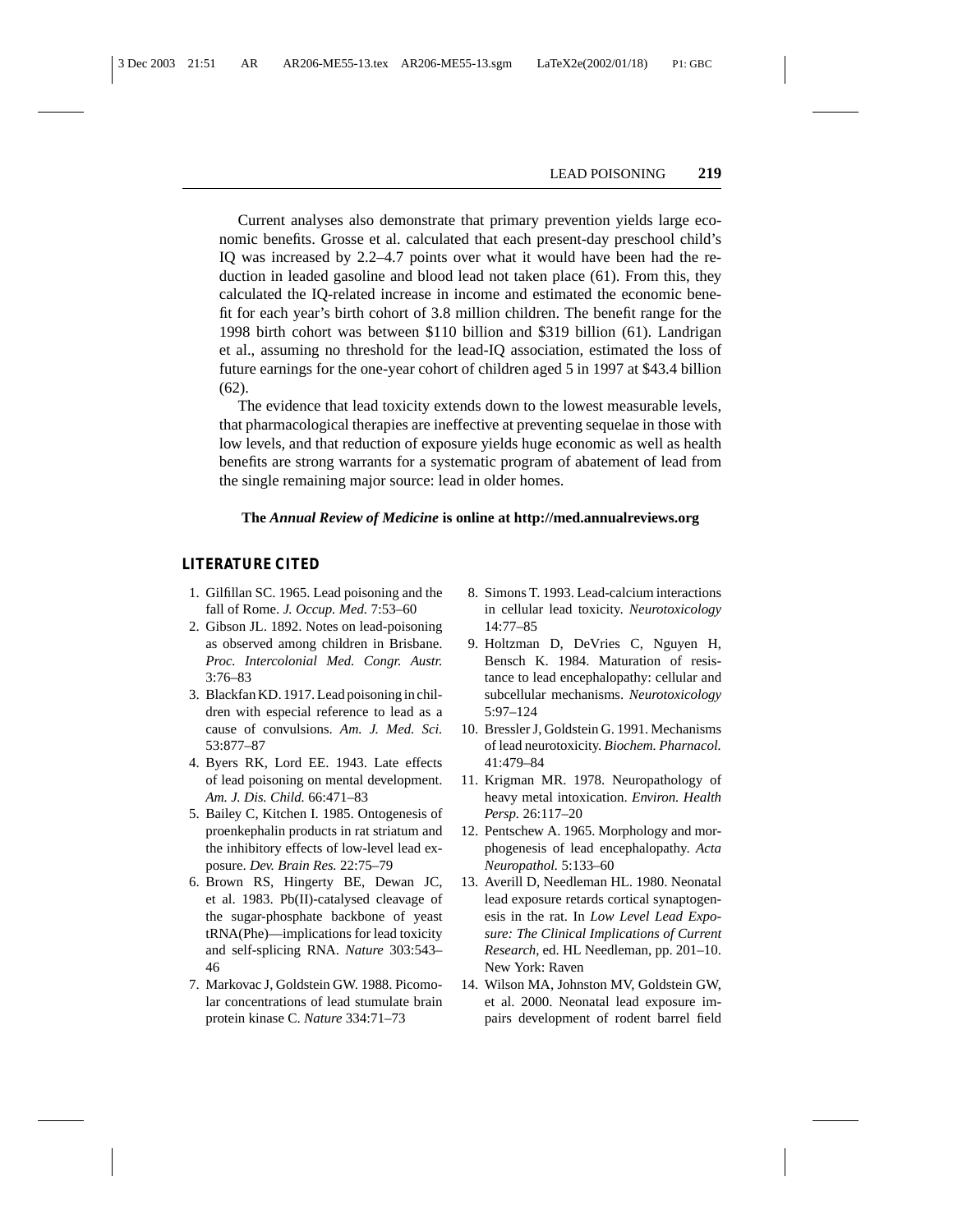Current analyses also demonstrate that primary prevention yields large economic benefits. Grosse et al. calculated that each present-day preschool child's IQ was increased by 2.2–4.7 points over what it would have been had the reduction in leaded gasoline and blood lead not taken place (61). From this, they calculated the IQ-related increase in income and estimated the economic benefit for each year's birth cohort of 3.8 million children. The benefit range for the 1998 birth cohort was between $110 billion and $319 billion (61). Landrigan et al., assuming no threshold for the lead-IQ association, estimated the loss of future earnings for the one-year cohort of children aged 5 in 1997 at $43.4 billion (62).

The evidence that lead toxicity extends down to the lowest measurable levels, that pharmacological therapies are ineffective at preventing sequelae in those with low levels, and that reduction of exposure yields huge economic as well as health benefits are strong warrants for a systematic program of abatement of lead from the single remaining major source: lead in older homes.

**The *Annual Review of Medicine* is online at http://med.annualreviews.org**

## LITERATURE CITED

1. Gilfillan SC. 1965. Lead poisoning and the fall of Rome. *J. Occup. Med.* 7:53–60
2. Gibson JL. 1892. Notes on lead-poisoning as observed among children in Brisbane. *Proc. Intercolonial Med. Congr. Austr.* 3:76–83
3. Blackfan KD. 1917. Lead poisoning in children with especial reference to lead as a cause of convulsions. *Am. J. Med. Sci.* 53:877–87
4. Byers RK, Lord EE. 1943. Late effects of lead poisoning on mental development. *Am. J. Dis. Child.* 66:471–83
5. Bailey C, Kitchen I. 1985. Ontogenesis of proenkephalin products in rat striatum and the inhibitory effects of low-level lead exposure. *Dev. Brain Res.* 22:75–79
6. Brown RS, Hingerty BE, Dewan JC, et al. 1983. Pb(II)-catalysed cleavage of the sugar-phosphate backbone of yeast tRNA(Phe)—implications for lead toxicity and self-splicing RNA. *Nature* 303:543–46
7. Markovac J, Goldstein GW. 1988. Picomolar concentrations of lead stumulate brain protein kinase C. *Nature* 334:71–73
8. Simons T. 1993. Lead-calcium interactions in cellular lead toxicity. *Neurotoxicology* 14:77–85
9. Holtzman D, DeVries C, Nguyen H, Bensch K. 1984. Maturation of resistance to lead encephalopathy: cellular and subcellular mechanisms. *Neurotoxicology* 5:97–124
10. Bressler J, Goldstein G. 1991. Mechanisms of lead neurotoxicity. *Biochem. Pharnacol.* 41:479–84
11. Krigman MR. 1978. Neuropathology of heavy metal intoxication. *Environ. Health Persp.* 26:117–20
12. Pentschew A. 1965. Morphology and morphogenesis of lead encephalopathy. *Acta Neuropathol.* 5:133–60
13. Averill D, Needleman HL. 1980. Neonatal lead exposure retards cortical synaptogenesis in the rat. In *Low Level Lead Exposure: The Clinical Implications of Current Research*, ed. HL Needleman, pp. 201–10. New York: Raven
14. Wilson MA, Johnston MV, Goldstein GW, et al. 2000. Neonatal lead exposure impairs development of rodent barrel field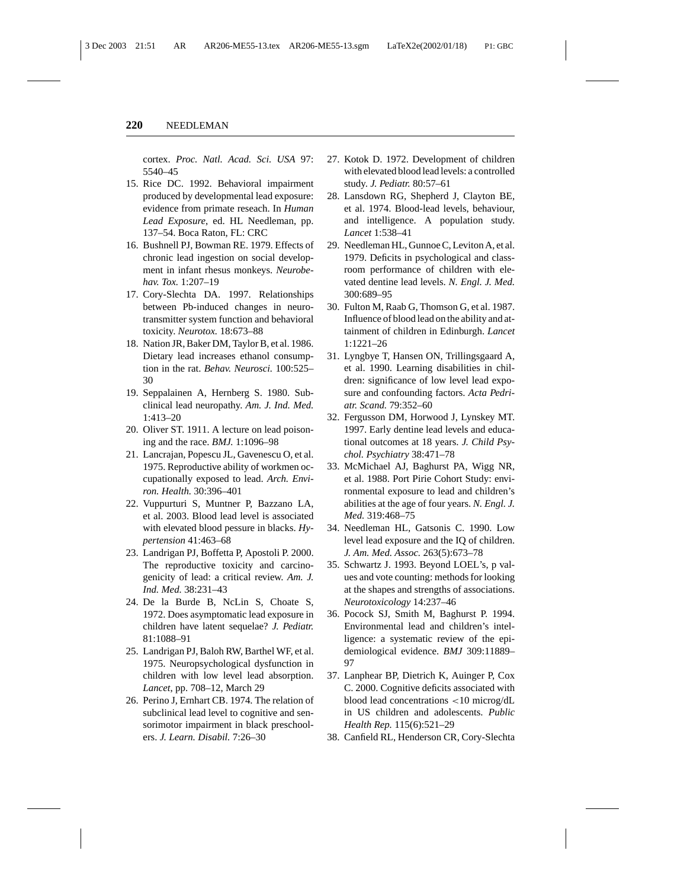cortex. *Proc. Natl. Acad. Sci. USA* 97: 5540–45

15. Rice DC. 1992. Behavioral impairment produced by developmental lead exposure: evidence from primate reseach. In *Human Lead Exposure*, ed. HL Needleman, pp. 137–54. Boca Raton, FL: CRC
16. Bushnell PJ, Bowman RE. 1979. Effects of chronic lead ingestion on social development in infant rhesus monkeys. *Neurobehav. Tox.* 1:207–19
17. Cory-Slechta DA. 1997. Relationships between Pb-induced changes in neurotransmitter system function and behavioral toxicity. *Neurotox.* 18:673–88
18. Nation JR, Baker DM, Taylor B, et al. 1986. Dietary lead increases ethanol consumption in the rat. *Behav. Neurosci.* 100:525–30
19. Seppalainen A, Hernberg S. 1980. Subclinical lead neuropathy. *Am. J. Ind. Med.* 1:413–20
20. Oliver ST. 1911. A lecture on lead poisoning and the race. *BMJ.* 1:1096–98
21. Lancrajan, Popescu JL, Gavenescu O, et al. 1975. Reproductive ability of workmen occupationally exposed to lead. *Arch. Environ. Health.* 30:396–401
22. Vuppurturi S, Muntner P, Bazzano LA, et al. 2003. Blood lead level is associated with elevated blood pessure in blacks. *Hypertension* 41:463–68
23. Landrigan PJ, Boffetta P, Apostoli P. 2000. The reproductive toxicity and carcinogenicity of lead: a critical review. *Am. J. Ind. Med.* 38:231–43
24. De la Burde B, NcLin S, Choate S, 1972. Does asymptomatic lead exposure in children have latent sequelae? *J. Pediatr.* 81:1088–91
25. Landrigan PJ, Baloh RW, Barthel WF, et al. 1975. Neuropsychological dysfunction in children with low level lead absorption. *Lancet*, pp. 708–12, March 29
26. Perino J, Ernhart CB. 1974. The relation of subclinical lead level to cognitive and sensorimotor impairment in black preschoolers. *J. Learn. Disabil.* 7:26–30
27. Kotok D. 1972. Development of children with elevated blood lead levels: a controlled study. *J. Pediatr.* 80:57–61
28. Lansdown RG, Shepherd J, Clayton BE, et al. 1974. Blood-lead levels, behaviour, and intelligence. A population study. *Lancet* 1:538–41
29. Needleman HL, Gunnoe C, Leviton A, et al. 1979. Deficits in psychological and classroom performance of children with elevated dentine lead levels. *N. Engl. J. Med.* 300:689–95
30. Fulton M, Raab G, Thomson G, et al. 1987. Influence of blood lead on the ability and attainment of children in Edinburgh. *Lancet* 1:1221–26
31. Lyngbye T, Hansen ON, Trillingsgaard A, et al. 1990. Learning disabilities in children: significance of low level lead exposure and confounding factors. *Acta Pedriatr. Scand.* 79:352–60
32. Fergusson DM, Horwood J, Lynskey MT. 1997. Early dentine lead levels and educational outcomes at 18 years. *J. Child Psychol. Psychiatry* 38:471–78
33. McMichael AJ, Baghurst PA, Wigg NR, et al. 1988. Port Pirie Cohort Study: environmental exposure to lead and children's abilities at the age of four years. *N. Engl. J. Med.* 319:468–75
34. Needleman HL, Gatsonis C. 1990. Low level lead exposure and the IQ of children. *J. Am. Med. Assoc.* 263(5):673–78
35. Schwartz J. 1993. Beyond LOEL's, p values and vote counting: methods for looking at the shapes and strengths of associations. *Neurotoxicology* 14:237–46
36. Pocock SJ, Smith M, Baghurst P. 1994. Environmental lead and children's intelligence: a systematic review of the epidemiological evidence. *BMJ* 309:11889–97
37. Lanphear BP, Dietrich K, Auinger P, Cox C. 2000. Cognitive deficits associated with blood lead concentrations $<$10 microg/dL in US children and adolescents. *Public Health Rep.* 115(6):521–29
38. Canfield RL, Henderson CR, Cory-Slechta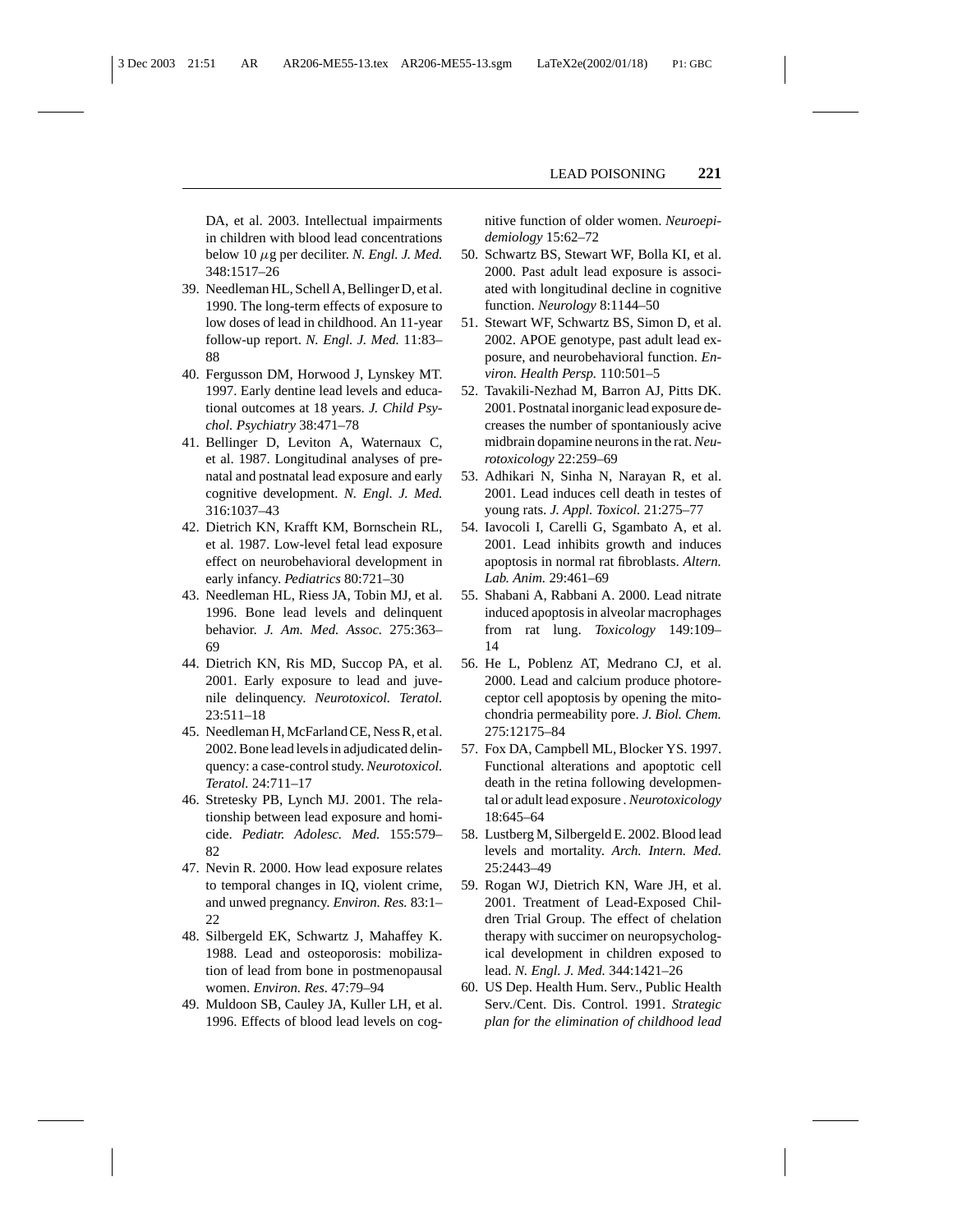DA, et al. 2003. Intellectual impairments in children with blood lead concentrations below 10 $\mu$g per deciliter. *N. Engl. J. Med.* 348:1517–26

39. Needleman HL, Schell A, Bellinger D, et al. 1990. The long-term effects of exposure to low doses of lead in childhood. An 11-year follow-up report. *N. Engl. J. Med.* 11:83–88
40. Fergusson DM, Horwood J, Lynskey MT. 1997. Early dentine lead levels and educational outcomes at 18 years. *J. Child Psychol. Psychiatry* 38:471–78
41. Bellinger D, Leviton A, Waternaux C, et al. 1987. Longitudinal analyses of prenatal and postnatal lead exposure and early cognitive development. *N. Engl. J. Med.* 316:1037–43
42. Dietrich KN, Krafft KM, Bornschein RL, et al. 1987. Low-level fetal lead exposure effect on neurobehavioral development in early infancy. *Pediatrics* 80:721–30
43. Needleman HL, Riess JA, Tobin MJ, et al. 1996. Bone lead levels and delinquent behavior. *J. Am. Med. Assoc.* 275:363–69
44. Dietrich KN, Ris MD, Succop PA, et al. 2001. Early exposure to lead and juvenile delinquency. *Neurotoxicol. Teratol.* 23:511–18
45. Needleman H, McFarland CE, Ness R, et al. 2002. Bone lead levels in adjudicated delinquency: a case-control study. *Neurotoxicol. Teratol.* 24:711–17
46. Stretesky PB, Lynch MJ. 2001. The relationship between lead exposure and homicide. *Pediatr. Adolesc. Med.* 155:579–82
47. Nevin R. 2000. How lead exposure relates to temporal changes in IQ, violent crime, and unwed pregnancy. *Environ. Res.* 83:1–22
48. Silbergeld EK, Schwartz J, Mahaffey K. 1988. Lead and osteoporosis: mobilization of lead from bone in postmenopausal women. *Environ. Res.* 47:79–94
49. Muldoon SB, Cauley JA, Kuller LH, et al. 1996. Effects of blood lead levels on cognitive function of older women. *Neuroepidemiology* 15:62–72
50. Schwartz BS, Stewart WF, Bolla KI, et al. 2000. Past adult lead exposure is associated with longitudinal decline in cognitive function. *Neurology* 8:1144–50
51. Stewart WF, Schwartz BS, Simon D, et al. 2002. APOE genotype, past adult lead exposure, and neurobehavioral function. *Environ. Health Persp.* 110:501–5
52. Tavakili-Nezhad M, Barron AJ, Pitts DK. 2001. Postnatal inorganic lead exposure decreases the number of spontaniously acive midbrain dopamine neurons in the rat. *Neurotoxicology* 22:259–69
53. Adhikari N, Sinha N, Narayan R, et al. 2001. Lead induces cell death in testes of young rats. *J. Appl. Toxicol.* 21:275–77
54. Iavocoli I, Carelli G, Sgambato A, et al. 2001. Lead inhibits growth and induces apoptosis in normal rat fibroblasts. *Altern. Lab. Anim.* 29:461–69
55. Shabani A, Rabbani A. 2000. Lead nitrate induced apoptosis in alveolar macrophages from rat lung. *Toxicology* 149:109–14
56. He L, Poblenz AT, Medrano CJ, et al. 2000. Lead and calcium produce photoreceptor cell apoptosis by opening the mitochondria permeability pore. *J. Biol. Chem.* 275:12175–84
57. Fox DA, Campbell ML, Blocker YS. 1997. Functional alterations and apoptotic cell death in the retina following developmental or adult lead exposure . *Neurotoxicology* 18:645–64
58. Lustberg M, Silbergeld E. 2002. Blood lead levels and mortality. *Arch. Intern. Med.* 25:2443–49
59. Rogan WJ, Dietrich KN, Ware JH, et al. 2001. Treatment of Lead-Exposed Children Trial Group. The effect of chelation therapy with succimer on neuropsychological development in children exposed to lead. *N. Engl. J. Med.* 344:1421–26
60. US Dep. Health Hum. Serv., Public Health Serv./Cent. Dis. Control. 1991. *Strategic plan for the elimination of childhood lead*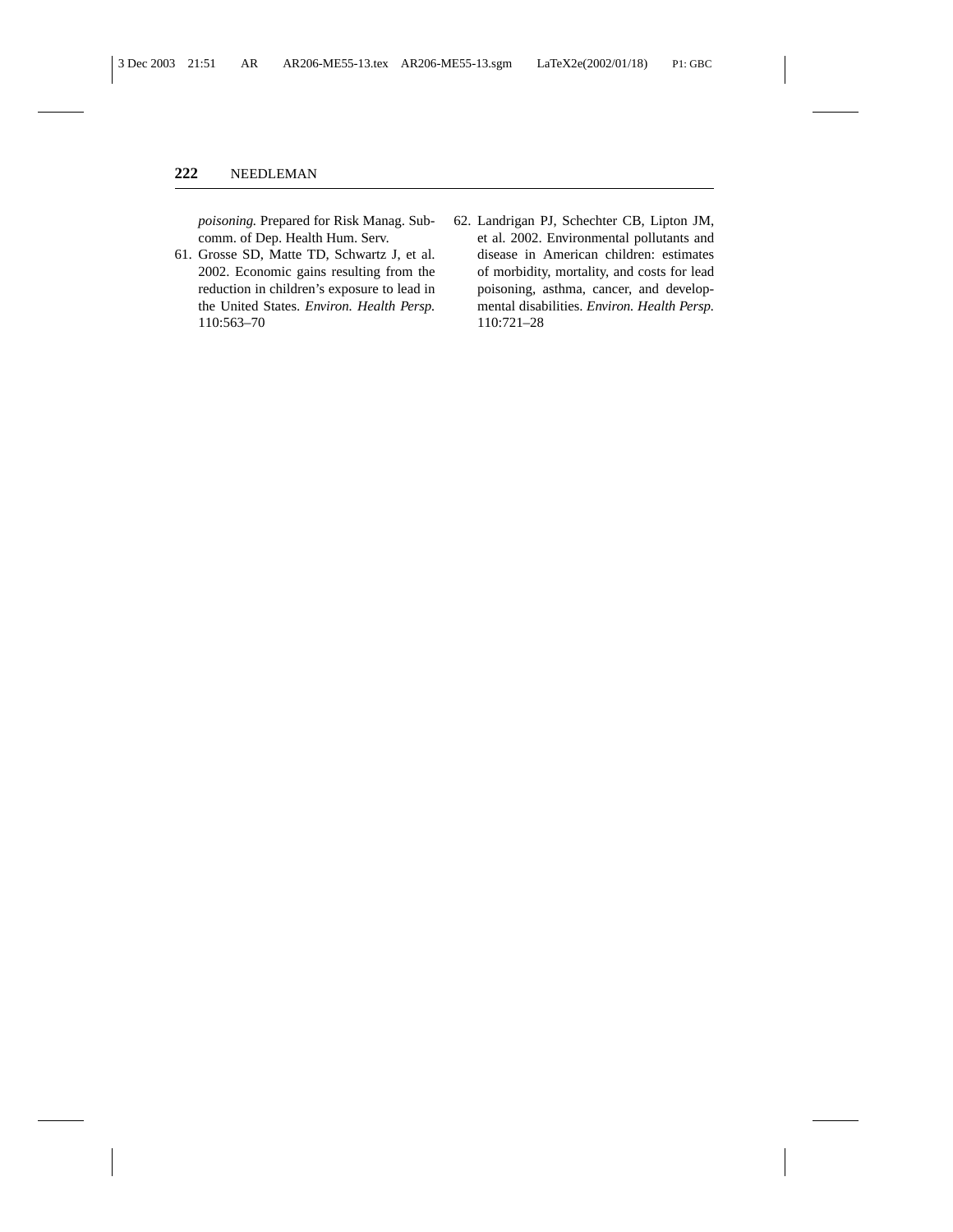*poisoning.* Prepared for Risk Manag. Subcomm. of Dep. Health Hum. Serv.

61. Grosse SD, Matte TD, Schwartz J, et al. 2002. Economic gains resulting from the reduction in children's exposure to lead in the United States. *Environ. Health Persp.* 110:563–70
62. Landrigan PJ, Schechter CB, Lipton JM, et al. 2002. Environmental pollutants and disease in American children: estimates of morbidity, mortality, and costs for lead poisoning, asthma, cancer, and developmental disabilities. *Environ. Health Persp.* 110:721–28